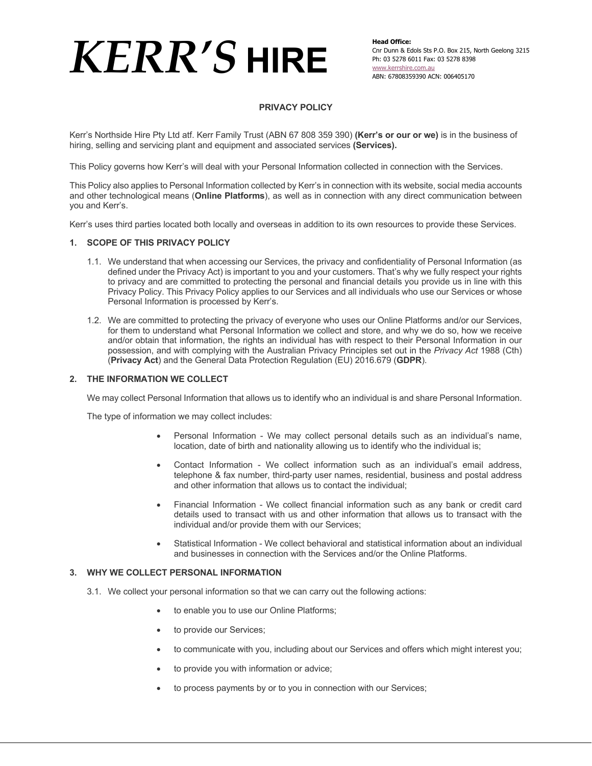# KERR'S HIRE

**Head Office:**
Cnr Dunn & Edols Sts P.O. Box 215, North Geelong 3215
Ph: 03 5278 6011 Fax: 03 5278 8398
www.kerrshire.com.au
ABN: 67808359390 ACN: 006405170

## PRIVACY POLICY

Kerr's Northside Hire Pty Ltd atf. Kerr Family Trust (ABN 67 808 359 390) **(Kerr's or our or we)** is in the business of hiring, selling and servicing plant and equipment and associated services **(Services).**

This Policy governs how Kerr's will deal with your Personal Information collected in connection with the Services.

This Policy also applies to Personal Information collected by Kerr's in connection with its website, social media accounts and other technological means (**Online Platforms**), as well as in connection with any direct communication between you and Kerr's.

Kerr's uses third parties located both locally and overseas in addition to its own resources to provide these Services.

### 1. SCOPE OF THIS PRIVACY POLICY

1.1. We understand that when accessing our Services, the privacy and confidentiality of Personal Information (as defined under the Privacy Act) is important to you and your customers. That's why we fully respect your rights to privacy and are committed to protecting the personal and financial details you provide us in line with this Privacy Policy. This Privacy Policy applies to our Services and all individuals who use our Services or whose Personal Information is processed by Kerr's.

1.2. We are committed to protecting the privacy of everyone who uses our Online Platforms and/or our Services, for them to understand what Personal Information we collect and store, and why we do so, how we receive and/or obtain that information, the rights an individual has with respect to their Personal Information in our possession, and with complying with the Australian Privacy Principles set out in the *Privacy Act* 1988 (Cth) (**Privacy Act**) and the General Data Protection Regulation (EU) 2016.679 (**GDPR**).

### 2. THE INFORMATION WE COLLECT

We may collect Personal Information that allows us to identify who an individual is and share Personal Information.

The type of information we may collect includes:

- Personal Information - We may collect personal details such as an individual's name, location, date of birth and nationality allowing us to identify who the individual is;
- Contact Information - We collect information such as an individual's email address, telephone & fax number, third-party user names, residential, business and postal address and other information that allows us to contact the individual;
- Financial Information - We collect financial information such as any bank or credit card details used to transact with us and other information that allows us to transact with the individual and/or provide them with our Services;
- Statistical Information - We collect behavioral and statistical information about an individual and businesses in connection with the Services and/or the Online Platforms.

### 3. WHY WE COLLECT PERSONAL INFORMATION

3.1. We collect your personal information so that we can carry out the following actions:

- to enable you to use our Online Platforms;
- to provide our Services;
- to communicate with you, including about our Services and offers which might interest you;
- to provide you with information or advice;
- to process payments by or to you in connection with our Services;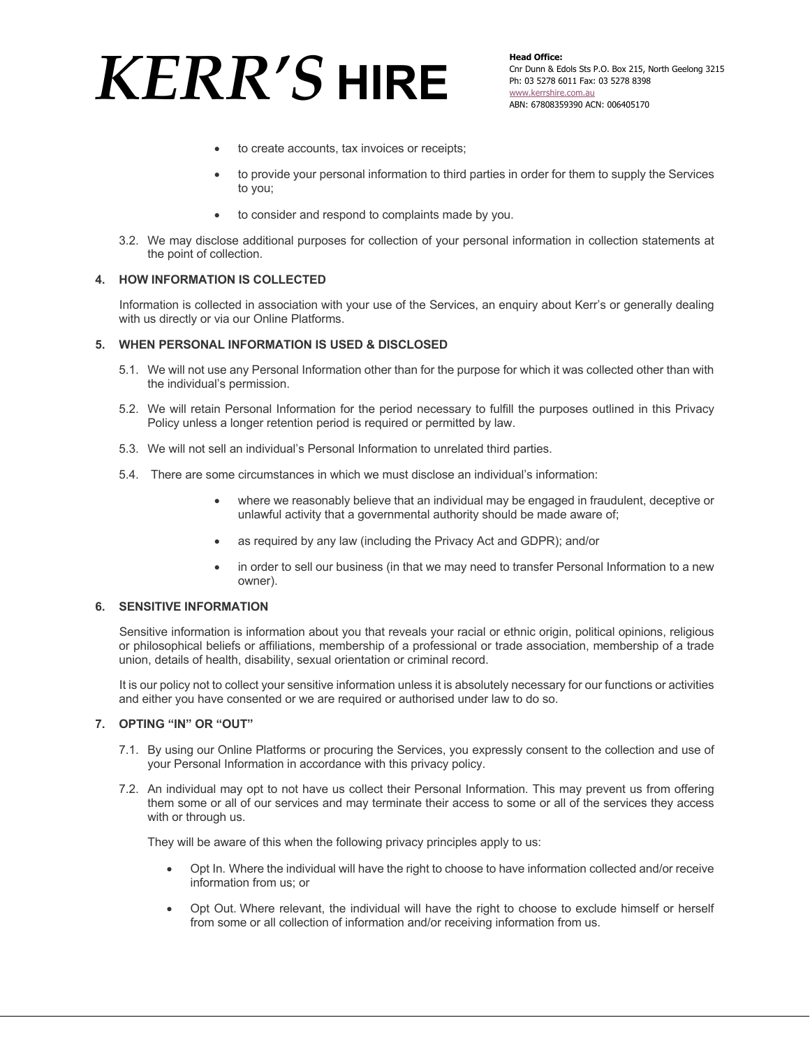- to create accounts, tax invoices or receipts;
- to provide your personal information to third parties in order for them to supply the Services to you;
- to consider and respond to complaints made by you.

3.2. We may disclose additional purposes for collection of your personal information in collection statements at the point of collection.

## 4. HOW INFORMATION IS COLLECTED

Information is collected in association with your use of the Services, an enquiry about Kerr's or generally dealing with us directly or via our Online Platforms.

## 5. WHEN PERSONAL INFORMATION IS USED & DISCLOSED

5.1. We will not use any Personal Information other than for the purpose for which it was collected other than with the individual's permission.

5.2. We will retain Personal Information for the period necessary to fulfill the purposes outlined in this Privacy Policy unless a longer retention period is required or permitted by law.

5.3. We will not sell an individual's Personal Information to unrelated third parties.

5.4. There are some circumstances in which we must disclose an individual's information:

- where we reasonably believe that an individual may be engaged in fraudulent, deceptive or unlawful activity that a governmental authority should be made aware of;
- as required by any law (including the Privacy Act and GDPR); and/or
- in order to sell our business (in that we may need to transfer Personal Information to a new owner).

## 6. SENSITIVE INFORMATION

Sensitive information is information about you that reveals your racial or ethnic origin, political opinions, religious or philosophical beliefs or affiliations, membership of a professional or trade association, membership of a trade union, details of health, disability, sexual orientation or criminal record.

It is our policy not to collect your sensitive information unless it is absolutely necessary for our functions or activities and either you have consented or we are required or authorised under law to do so.

## 7. OPTING "IN" OR "OUT"

7.1. By using our Online Platforms or procuring the Services, you expressly consent to the collection and use of your Personal Information in accordance with this privacy policy.

7.2. An individual may opt to not have us collect their Personal Information. This may prevent us from offering them some or all of our services and may terminate their access to some or all of the services they access with or through us.

They will be aware of this when the following privacy principles apply to us:

- Opt In. Where the individual will have the right to choose to have information collected and/or receive information from us; or
- Opt Out. Where relevant, the individual will have the right to choose to exclude himself or herself from some or all collection of information and/or receiving information from us.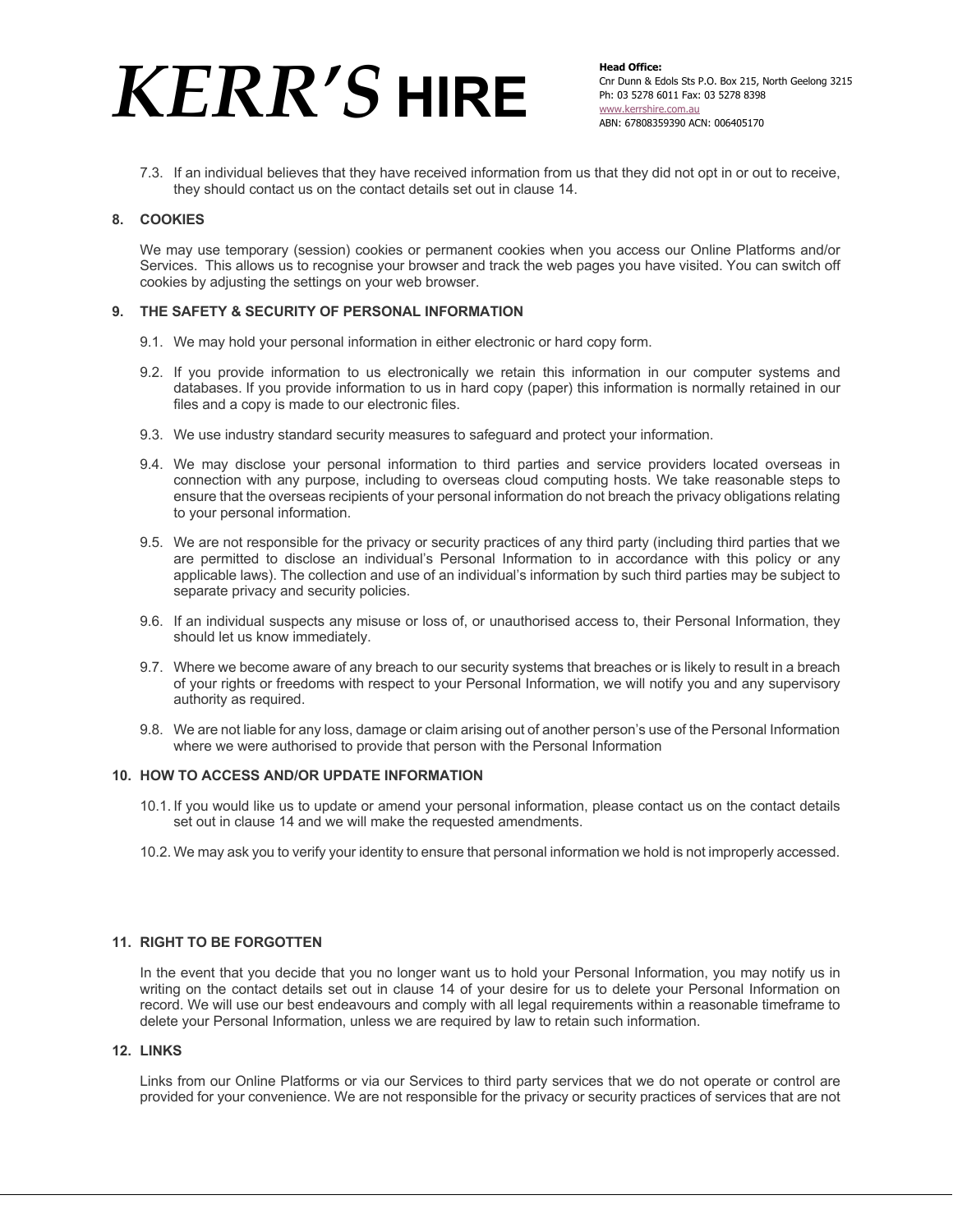7.3. If an individual believes that they have received information from us that they did not opt in or out to receive, they should contact us on the contact details set out in clause 14.

## 8. COOKIES

We may use temporary (session) cookies or permanent cookies when you access our Online Platforms and/or Services. This allows us to recognise your browser and track the web pages you have visited. You can switch off cookies by adjusting the settings on your web browser.

## 9. THE SAFETY & SECURITY OF PERSONAL INFORMATION

9.1. We may hold your personal information in either electronic or hard copy form.

9.2. If you provide information to us electronically we retain this information in our computer systems and databases. If you provide information to us in hard copy (paper) this information is normally retained in our files and a copy is made to our electronic files.

9.3. We use industry standard security measures to safeguard and protect your information.

9.4. We may disclose your personal information to third parties and service providers located overseas in connection with any purpose, including to overseas cloud computing hosts. We take reasonable steps to ensure that the overseas recipients of your personal information do not breach the privacy obligations relating to your personal information.

9.5. We are not responsible for the privacy or security practices of any third party (including third parties that we are permitted to disclose an individual's Personal Information to in accordance with this policy or any applicable laws). The collection and use of an individual's information by such third parties may be subject to separate privacy and security policies.

9.6. If an individual suspects any misuse or loss of, or unauthorised access to, their Personal Information, they should let us know immediately.

9.7. Where we become aware of any breach to our security systems that breaches or is likely to result in a breach of your rights or freedoms with respect to your Personal Information, we will notify you and any supervisory authority as required.

9.8. We are not liable for any loss, damage or claim arising out of another person's use of the Personal Information where we were authorised to provide that person with the Personal Information

## 10. HOW TO ACCESS AND/OR UPDATE INFORMATION

10.1. If you would like us to update or amend your personal information, please contact us on the contact details set out in clause 14 and we will make the requested amendments.

10.2. We may ask you to verify your identity to ensure that personal information we hold is not improperly accessed.

## 11. RIGHT TO BE FORGOTTEN

In the event that you decide that you no longer want us to hold your Personal Information, you may notify us in writing on the contact details set out in clause 14 of your desire for us to delete your Personal Information on record. We will use our best endeavours and comply with all legal requirements within a reasonable timeframe to delete your Personal Information, unless we are required by law to retain such information.

## 12. LINKS

Links from our Online Platforms or via our Services to third party services that we do not operate or control are provided for your convenience. We are not responsible for the privacy or security practices of services that are not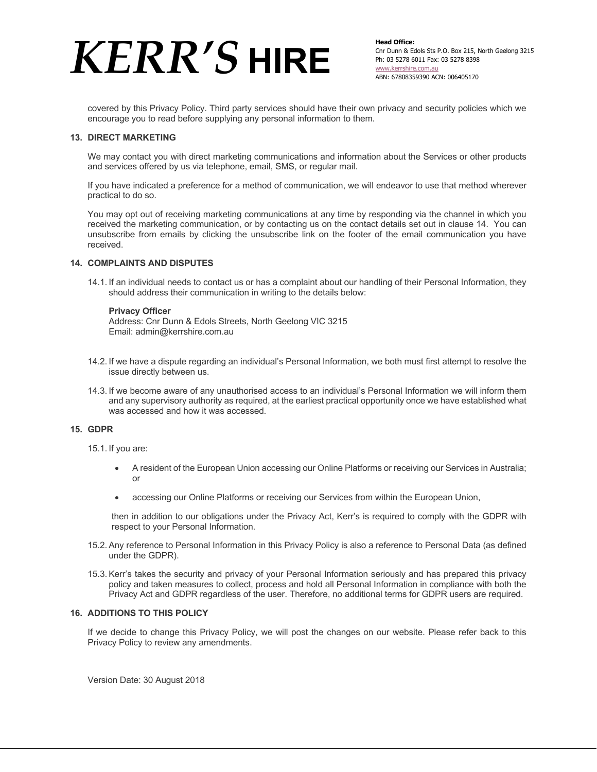covered by this Privacy Policy. Third party services should have their own privacy and security policies which we encourage you to read before supplying any personal information to them.

## 13. DIRECT MARKETING

We may contact you with direct marketing communications and information about the Services or other products and services offered by us via telephone, email, SMS, or regular mail.

If you have indicated a preference for a method of communication, we will endeavor to use that method wherever practical to do so.

You may opt out of receiving marketing communications at any time by responding via the channel in which you received the marketing communication, or by contacting us on the contact details set out in clause 14. You can unsubscribe from emails by clicking the unsubscribe link on the footer of the email communication you have received.

## 14. COMPLAINTS AND DISPUTES

14.1. If an individual needs to contact us or has a complaint about our handling of their Personal Information, they should address their communication in writing to the details below:

**Privacy Officer**
Address: Cnr Dunn & Edols Streets, North Geelong VIC 3215
Email: admin@kerrshire.com.au

14.2. If we have a dispute regarding an individual's Personal Information, we both must first attempt to resolve the issue directly between us.

14.3. If we become aware of any unauthorised access to an individual's Personal Information we will inform them and any supervisory authority as required, at the earliest practical opportunity once we have established what was accessed and how it was accessed.

## 15. GDPR

15.1. If you are:

- A resident of the European Union accessing our Online Platforms or receiving our Services in Australia; or
- accessing our Online Platforms or receiving our Services from within the European Union,

then in addition to our obligations under the Privacy Act, Kerr's is required to comply with the GDPR with respect to your Personal Information.

15.2. Any reference to Personal Information in this Privacy Policy is also a reference to Personal Data (as defined under the GDPR).

15.3. Kerr's takes the security and privacy of your Personal Information seriously and has prepared this privacy policy and taken measures to collect, process and hold all Personal Information in compliance with both the Privacy Act and GDPR regardless of the user. Therefore, no additional terms for GDPR users are required.

## 16. ADDITIONS TO THIS POLICY

If we decide to change this Privacy Policy, we will post the changes on our website. Please refer back to this Privacy Policy to review any amendments.

Version Date: 30 August 2018